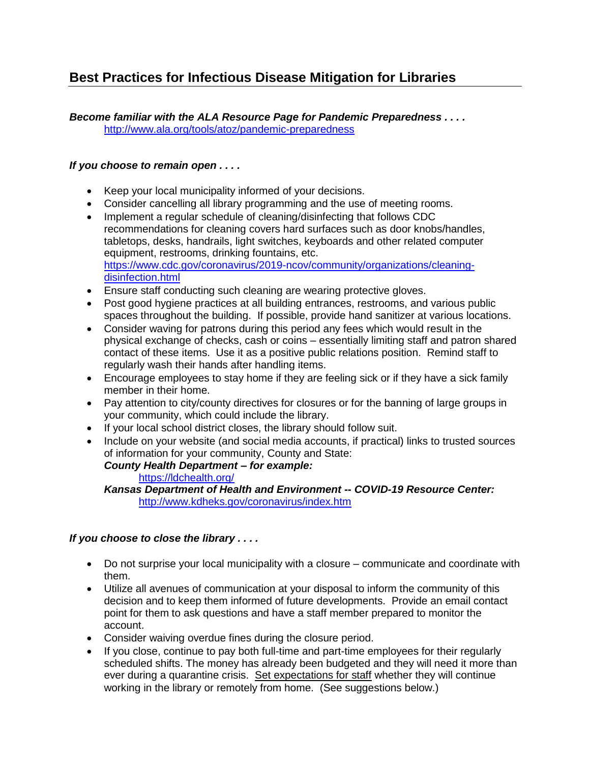# Best Practices for Infectious Disease Mitigation for Libraries

***Become familiar with the ALA Resource Page for Pandemic Preparedness . . . .***
[http://www.ala.org/tools/atoz/pandemic-preparedness](http://www.ala.org/tools/atoz/pandemic-preparedness)

***If you choose to remain open . . . .***

- Keep your local municipality informed of your decisions.
- Consider cancelling all library programming and the use of meeting rooms.
- Implement a regular schedule of cleaning/disinfecting that follows CDC recommendations for cleaning covers hard surfaces such as door knobs/handles, tabletops, desks, handrails, light switches, keyboards and other related computer equipment, restrooms, drinking fountains, etc. [https://www.cdc.gov/coronavirus/2019-ncov/community/organizations/cleaning-disinfection.html](https://www.cdc.gov/coronavirus/2019-ncov/community/organizations/cleaning-disinfection.html)
- Ensure staff conducting such cleaning are wearing protective gloves.
- Post good hygiene practices at all building entrances, restrooms, and various public spaces throughout the building. If possible, provide hand sanitizer at various locations.
- Consider waving for patrons during this period any fees which would result in the physical exchange of checks, cash or coins – essentially limiting staff and patron shared contact of these items. Use it as a positive public relations position. Remind staff to regularly wash their hands after handling items.
- Encourage employees to stay home if they are feeling sick or if they have a sick family member in their home.
- Pay attention to city/county directives for closures or for the banning of large groups in your community, which could include the library.
- If your local school district closes, the library should follow suit.
- Include on your website (and social media accounts, if practical) links to trusted sources of information for your community, County and State:
  ***County Health Department – for example:***
  [https://ldchealth.org/](https://ldchealth.org/)
  ***Kansas Department of Health and Environment -- COVID-19 Resource Center:***
  [http://www.kdheks.gov/coronavirus/index.htm](http://www.kdheks.gov/coronavirus/index.htm)

***If you choose to close the library . . . .***

- Do not surprise your local municipality with a closure – communicate and coordinate with them.
- Utilize all avenues of communication at your disposal to inform the community of this decision and to keep them informed of future developments. Provide an email contact point for them to ask questions and have a staff member prepared to monitor the account.
- Consider waiving overdue fines during the closure period.
- If you close, continue to pay both full-time and part-time employees for their regularly scheduled shifts. The money has already been budgeted and they will need it more than ever during a quarantine crisis. <u>Set expectations for staff</u> whether they will continue working in the library or remotely from home. (See suggestions below.)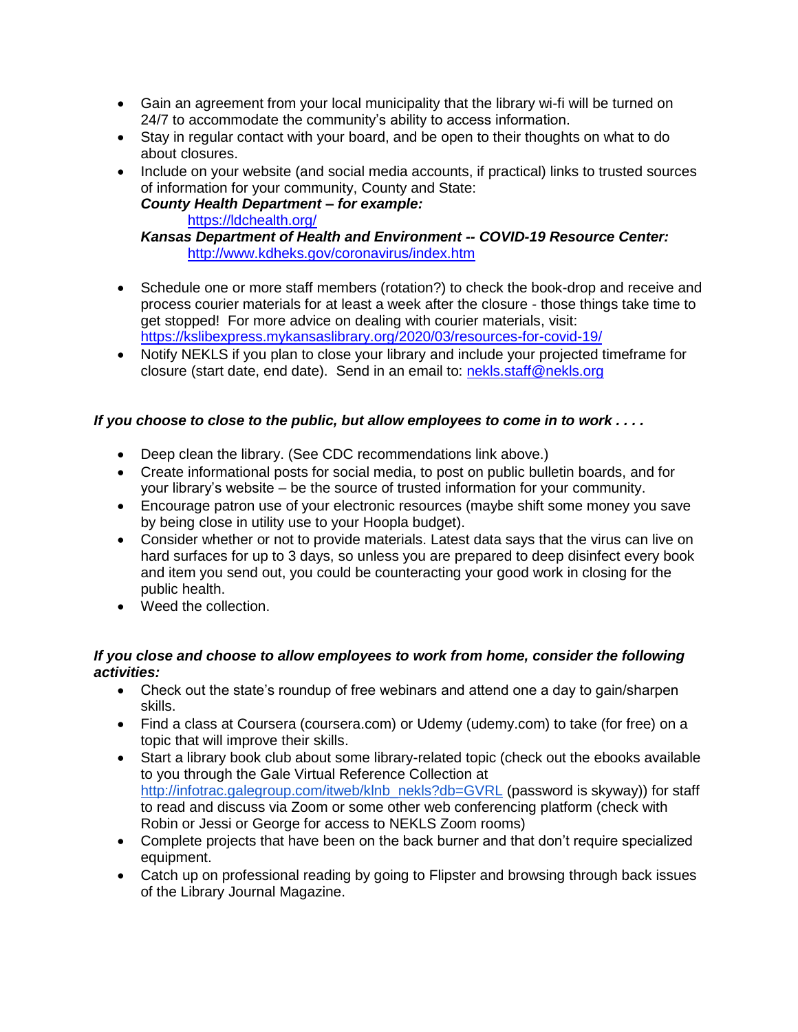- Gain an agreement from your local municipality that the library wi-fi will be turned on 24/7 to accommodate the community's ability to access information.
- Stay in regular contact with your board, and be open to their thoughts on what to do about closures.
- Include on your website (and social media accounts, if practical) links to trusted sources of information for your community, County and State:
  ***County Health Department – for example:***
  [https://ldchealth.org/](https://ldchealth.org/)
  ***Kansas Department of Health and Environment -- COVID-19 Resource Center:***
  [http://www.kdheks.gov/coronavirus/index.htm](http://www.kdheks.gov/coronavirus/index.htm)

- Schedule one or more staff members (rotation?) to check the book-drop and receive and process courier materials for at least a week after the closure - those things take time to get stopped! For more advice on dealing with courier materials, visit: [https://kslibexpress.mykansaslibrary.org/2020/03/resources-for-covid-19/](https://kslibexpress.mykansaslibrary.org/2020/03/resources-for-covid-19/)
- Notify NEKLS if you plan to close your library and include your projected timeframe for closure (start date, end date). Send in an email to: [nekls.staff@nekls.org](mailto:nekls.staff@nekls.org)

***If you choose to close to the public, but allow employees to come in to work . . . .***

- Deep clean the library. (See CDC recommendations link above.)
- Create informational posts for social media, to post on public bulletin boards, and for your library's website – be the source of trusted information for your community.
- Encourage patron use of your electronic resources (maybe shift some money you save by being close in utility use to your Hoopla budget).
- Consider whether or not to provide materials. Latest data says that the virus can live on hard surfaces for up to 3 days, so unless you are prepared to deep disinfect every book and item you send out, you could be counteracting your good work in closing for the public health.
- Weed the collection.

***If you close and choose to allow employees to work from home, consider the following activities:***

- Check out the state's roundup of free webinars and attend one a day to gain/sharpen skills.
- Find a class at Coursera (coursera.com) or Udemy (udemy.com) to take (for free) on a topic that will improve their skills.
- Start a library book club about some library-related topic (check out the ebooks available to you through the Gale Virtual Reference Collection at [http://infotrac.galegroup.com/itweb/klnb_nekls?db=GVRL](http://infotrac.galegroup.com/itweb/klnb_nekls?db=GVRL) (password is skyway)) for staff to read and discuss via Zoom or some other web conferencing platform (check with Robin or Jessi or George for access to NEKLS Zoom rooms)
- Complete projects that have been on the back burner and that don't require specialized equipment.
- Catch up on professional reading by going to Flipster and browsing through back issues of the Library Journal Magazine.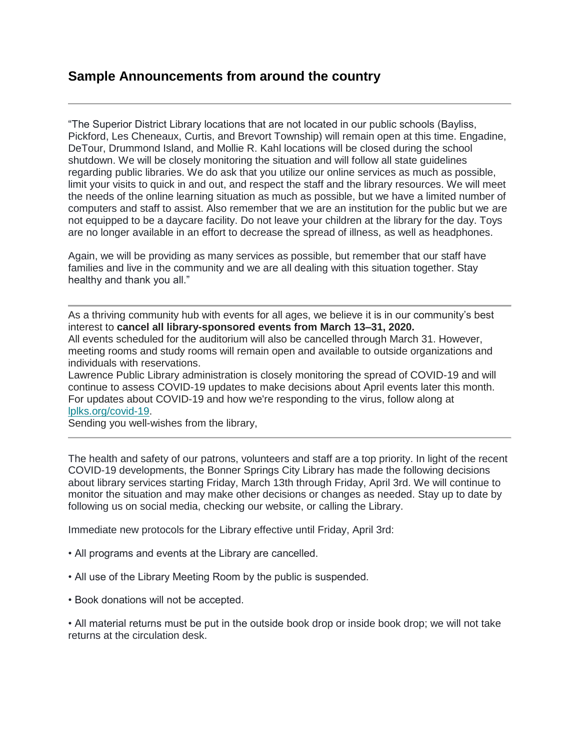## Sample Announcements from around the country

---

"The Superior District Library locations that are not located in our public schools (Bayliss, Pickford, Les Cheneaux, Curtis, and Brevort Township) will remain open at this time. Engadine, DeTour, Drummond Island, and Mollie R. Kahl locations will be closed during the school shutdown. We will be closely monitoring the situation and will follow all state guidelines regarding public libraries. We do ask that you utilize our online services as much as possible, limit your visits to quick in and out, and respect the staff and the library resources. We will meet the needs of the online learning situation as much as possible, but we have a limited number of computers and staff to assist. Also remember that we are an institution for the public but we are not equipped to be a daycare facility. Do not leave your children at the library for the day. Toys are no longer available in an effort to decrease the spread of illness, as well as headphones.

Again, we will be providing as many services as possible, but remember that our staff have families and live in the community and we are all dealing with this situation together. Stay healthy and thank you all."

---

As a thriving community hub with events for all ages, we believe it is in our community's best interest to **cancel all library-sponsored events from March 13–31, 2020.**
All events scheduled for the auditorium will also be cancelled through March 31. However, meeting rooms and study rooms will remain open and available to outside organizations and individuals with reservations.
Lawrence Public Library administration is closely monitoring the spread of COVID-19 and will continue to assess COVID-19 updates to make decisions about April events later this month. For updates about COVID-19 and how we're responding to the virus, follow along at [lplks.org/covid-19](lplks.org/covid-19).
Sending you well-wishes from the library,

---

The health and safety of our patrons, volunteers and staff are a top priority. In light of the recent COVID-19 developments, the Bonner Springs City Library has made the following decisions about library services starting Friday, March 13th through Friday, April 3rd. We will continue to monitor the situation and may make other decisions or changes as needed. Stay up to date by following us on social media, checking our website, or calling the Library.

Immediate new protocols for the Library effective until Friday, April 3rd:

• All programs and events at the Library are cancelled.

• All use of the Library Meeting Room by the public is suspended.

• Book donations will not be accepted.

• All material returns must be put in the outside book drop or inside book drop; we will not take returns at the circulation desk.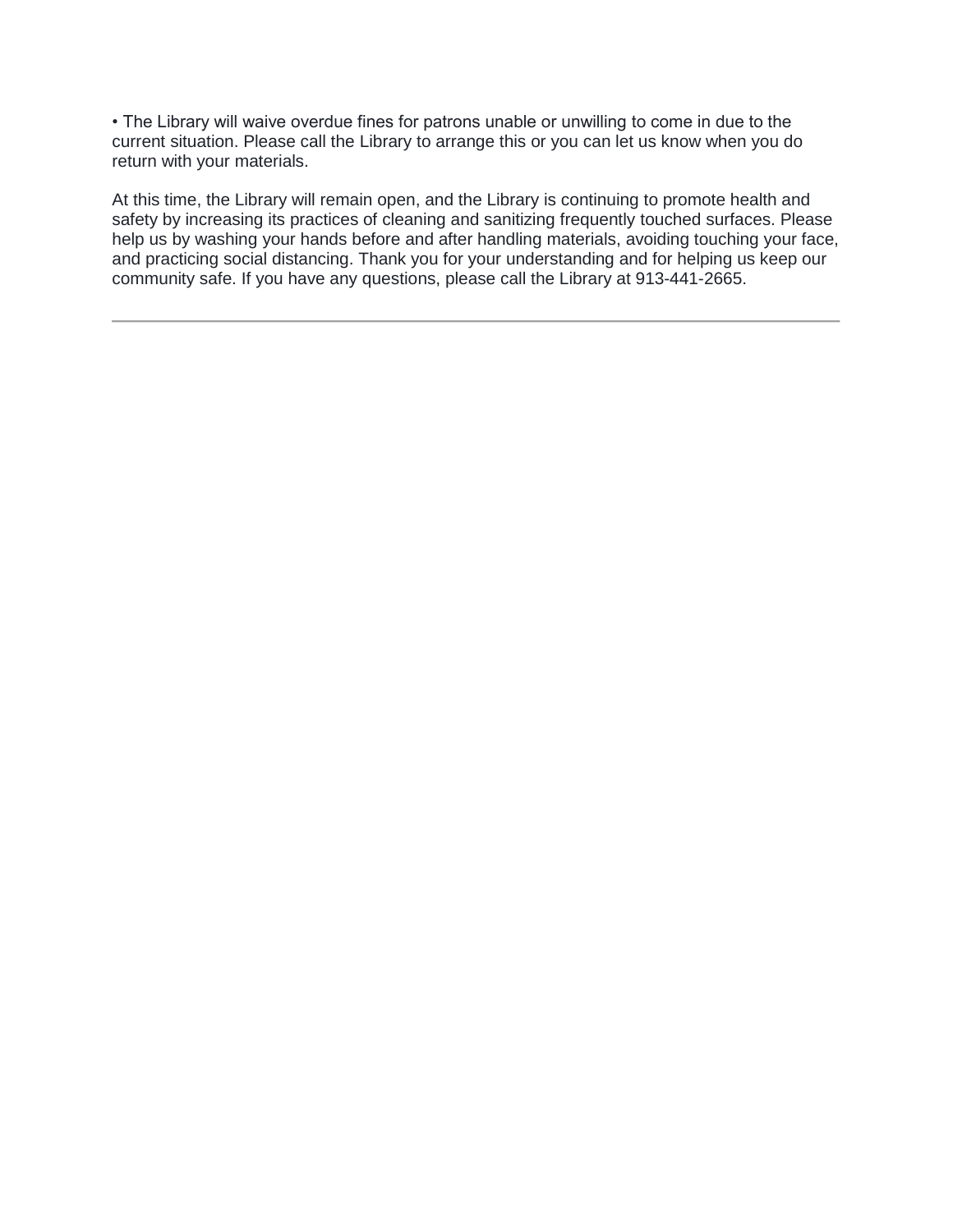- The Library will waive overdue fines for patrons unable or unwilling to come in due to the current situation. Please call the Library to arrange this or you can let us know when you do return with your materials.

At this time, the Library will remain open, and the Library is continuing to promote health and safety by increasing its practices of cleaning and sanitizing frequently touched surfaces. Please help us by washing your hands before and after handling materials, avoiding touching your face, and practicing social distancing. Thank you for your understanding and for helping us keep our community safe. If you have any questions, please call the Library at 913-441-2665.

---